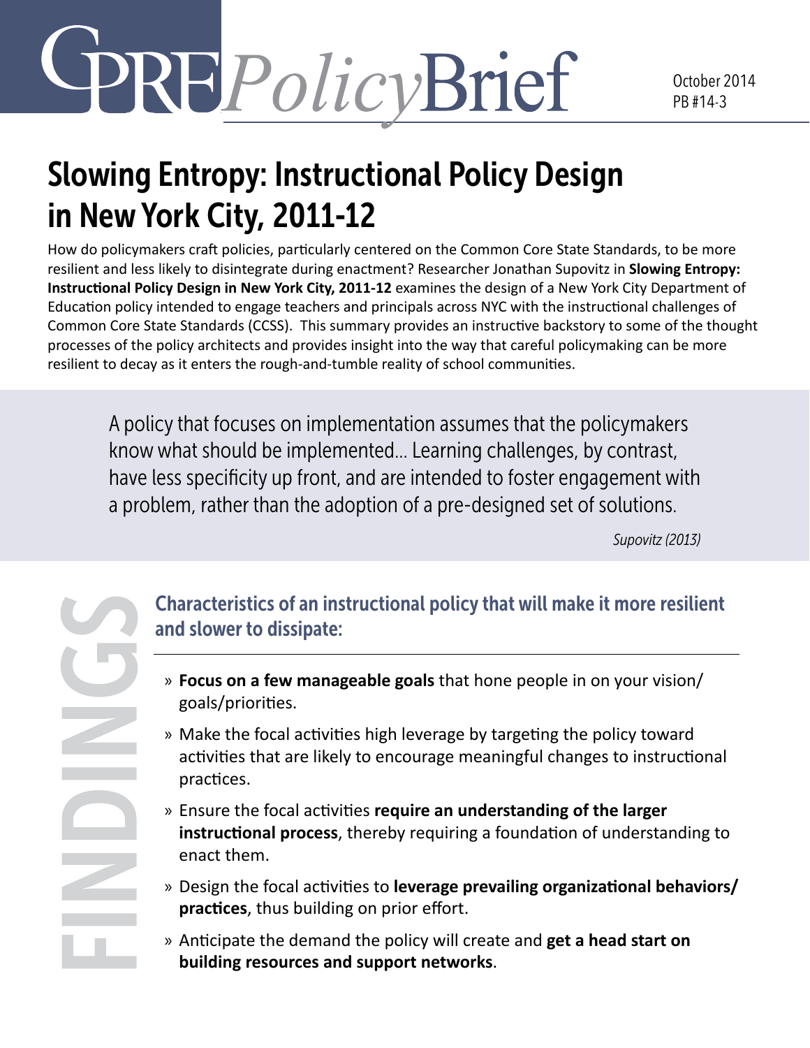CPRE *Policy* Brief

October 2014
PB #14-3

# Slowing Entropy: Instructional Policy Design in New York City, 2011-12

How do policymakers craft policies, particularly centered on the Common Core State Standards, to be more resilient and less likely to disintegrate during enactment? Researcher Jonathan Supovitz in **Slowing Entropy: Instructional Policy Design in New York City, 2011-12** examines the design of a New York City Department of Education policy intended to engage teachers and principals across NYC with the instructional challenges of Common Core State Standards (CCSS). This summary provides an instructive backstory to some of the thought processes of the policy architects and provides insight into the way that careful policymaking can be more resilient to decay as it enters the rough-and-tumble reality of school communities.

> A policy that focuses on implementation assumes that the policymakers know what should be implemented... Learning challenges, by contrast, have less specificity up front, and are intended to foster engagement with a problem, rather than the adoption of a pre-designed set of solutions.
>
> *Supovitz (2013)*

## FINDINGS

### Characteristics of an instructional policy that will make it more resilient and slower to dissipate:

- **Focus on a few manageable goals** that hone people in on your vision/ goals/priorities.
- Make the focal activities high leverage by targeting the policy toward activities that are likely to encourage meaningful changes to instructional practices.
- Ensure the focal activities **require an understanding of the larger instructional process**, thereby requiring a foundation of understanding to enact them.
- Design the focal activities to **leverage prevailing organizational behaviors/ practices**, thus building on prior effort.
- Anticipate the demand the policy will create and **get a head start on building resources and support networks**.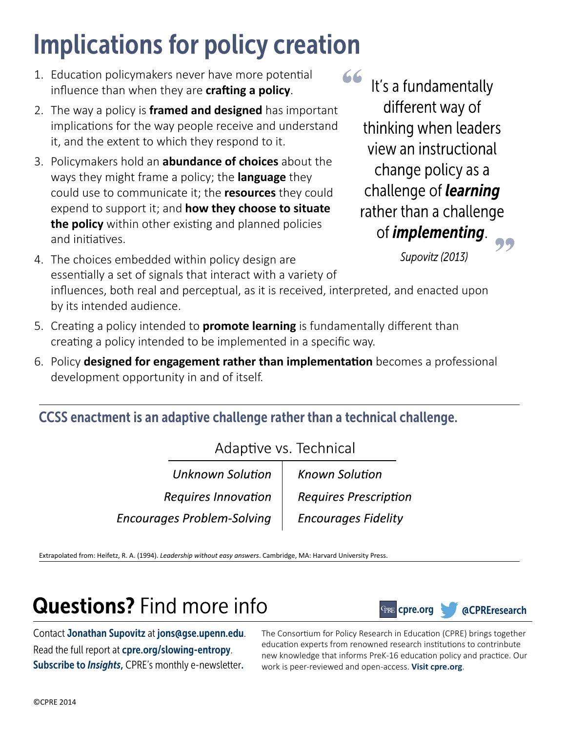# Implications for policy creation

1. Education policymakers never have more potential influence than when they are **crafting a policy**.
2. The way a policy is **framed and designed** has important implications for the way people receive and understand it, and the extent to which they respond to it.
3. Policymakers hold an **abundance of choices** about the ways they might frame a policy; the **language** they could use to communicate it; the **resources** they could expend to support it; and **how they choose to situate the policy** within other existing and planned policies and initiatives.
4. The choices embedded within policy design are essentially a set of signals that interact with a variety of influences, both real and perceptual, as it is received, interpreted, and enacted upon by its intended audience.
5. Creating a policy intended to **promote learning** is fundamentally different than creating a policy intended to be implemented in a specific way.
6. Policy **designed for engagement rather than implementation** becomes a professional development opportunity in and of itself.

> "It's a fundamentally different way of thinking when leaders view an instructional change policy as a challenge of ***learning*** rather than a challenge of ***implementing***."
>
> *Supovitz (2013)*

## CCSS enactment is an adaptive challenge rather than a technical challenge.

| Adaptive | Technical |
|---|---|
| *Unknown Solution* | *Known Solution* |
| *Requires Innovation* | *Requires Prescription* |
| *Encourages Problem-Solving* | *Encourages Fidelity* |

Extrapolated from: Heifetz, R. A. (1994). *Leadership without easy answers*. Cambridge, MA: Harvard University Press.

# **Questions?** Find more info

cpre.org @CPREresearch

Contact **Jonathan Supovitz** at **jons@gse.upenn.edu**.
Read the full report at **cpre.org/slowing-entropy**.
**Subscribe to *Insights***, CPRE's monthly e-newsletter.

The Consortium for Policy Research in Education (CPRE) brings together education experts from renowned research institutions to contrinbute new knowledge that informs PreK-16 education policy and practice. Our work is peer-reviewed and open-access. **Visit cpre.org**.

©CPRE 2014